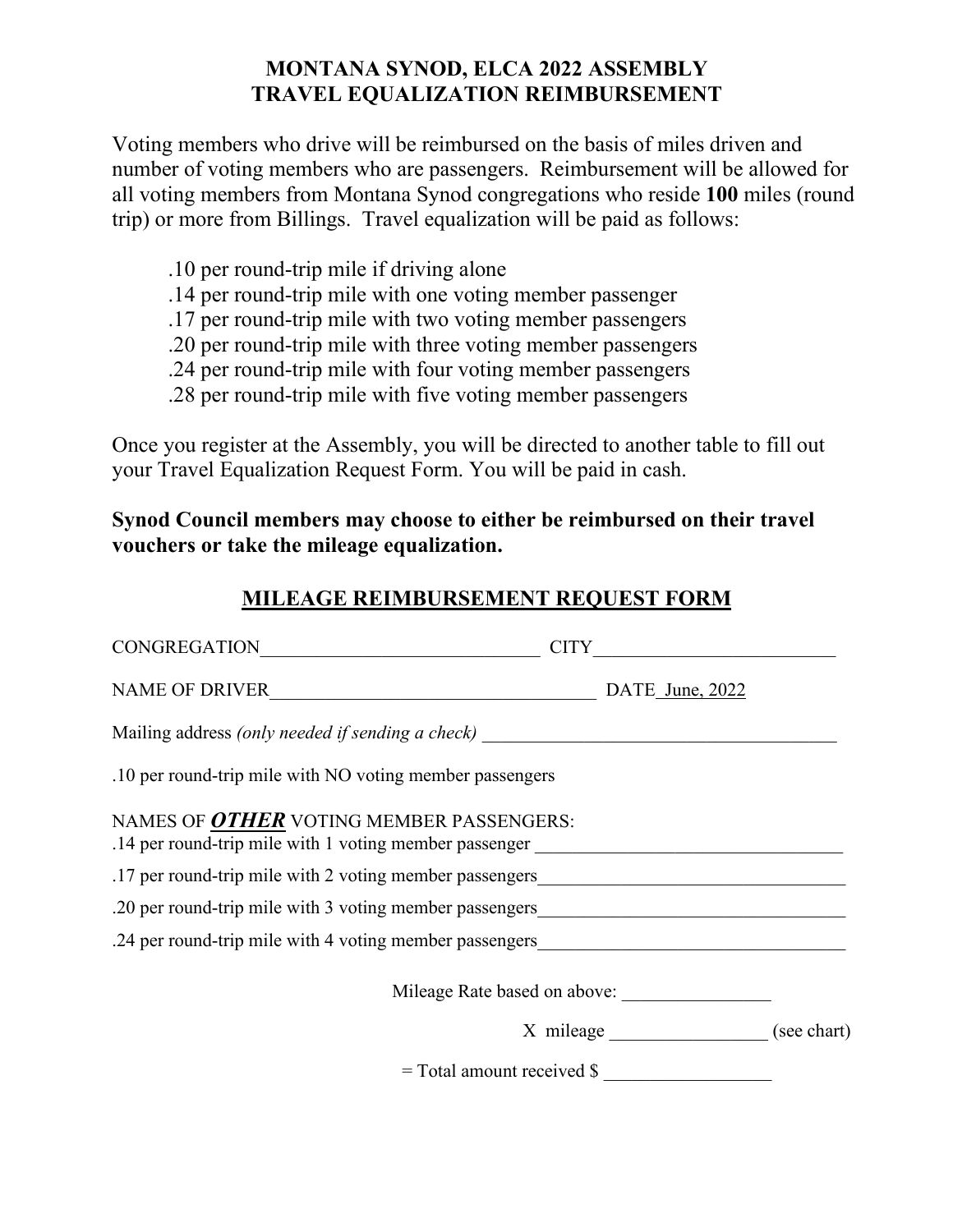# MONTANA SYNOD, ELCA 2022 ASSEMBLY
# TRAVEL EQUALIZATION REIMBURSEMENT

Voting members who drive will be reimbursed on the basis of miles driven and number of voting members who are passengers. Reimbursement will be allowed for all voting members from Montana Synod congregations who reside **100** miles (round trip) or more from Billings. Travel equalization will be paid as follows:

- .10 per round-trip mile if driving alone
- .14 per round-trip mile with one voting member passenger
- .17 per round-trip mile with two voting member passengers
- .20 per round-trip mile with three voting member passengers
- .24 per round-trip mile with four voting member passengers
- .28 per round-trip mile with five voting member passengers

Once you register at the Assembly, you will be directed to another table to fill out your Travel Equalization Request Form. You will be paid in cash.

**Synod Council members may choose to either be reimbursed on their travel vouchers or take the mileage equalization.**

## MILEAGE REIMBURSEMENT REQUEST FORM

CONGREGATION______________________________ CITY__________________________

NAME OF DRIVER___________________________________ DATE June, 2022

Mailing address *(only needed if sending a check)* ______________________________________

.10 per round-trip mile with NO voting member passengers

NAMES OF ***OTHER*** VOTING MEMBER PASSENGERS:

.14 per round-trip mile with 1 voting member passenger _________________________________

.17 per round-trip mile with 2 voting member passengers_________________________________

.20 per round-trip mile with 3 voting member passengers_________________________________

.24 per round-trip mile with 4 voting member passengers_________________________________

Mileage Rate based on above: ________________

X mileage _________________ (see chart)

= Total amount received $ __________________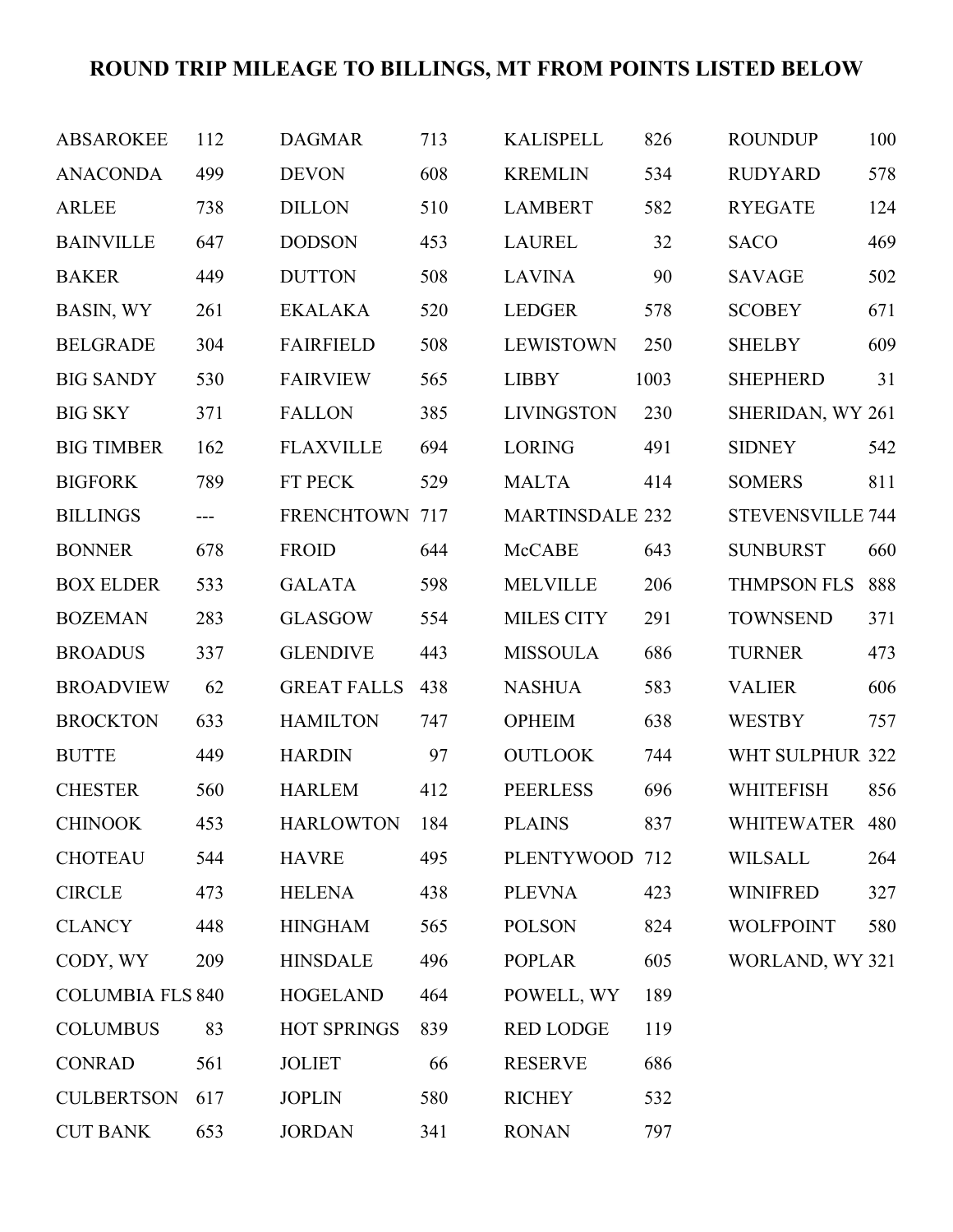# ROUND TRIP MILEAGE TO BILLINGS, MT FROM POINTS LISTED BELOW

| | | | | | | | |
|---|---|---|---|---|---|---|---|
| ABSAROKEE | 112 | DAGMAR | 713 | KALISPELL | 826 | ROUNDUP | 100 |
| ANACONDA | 499 | DEVON | 608 | KREMLIN | 534 | RUDYARD | 578 |
| ARLEE | 738 | DILLON | 510 | LAMBERT | 582 | RYEGATE | 124 |
| BAINVILLE | 647 | DODSON | 453 | LAUREL | 32 | SACO | 469 |
| BAKER | 449 | DUTTON | 508 | LAVINA | 90 | SAVAGE | 502 |
| BASIN, WY | 261 | EKALAKA | 520 | LEDGER | 578 | SCOBEY | 671 |
| BELGRADE | 304 | FAIRFIELD | 508 | LEWISTOWN | 250 | SHELBY | 609 |
| BIG SANDY | 530 | FAIRVIEW | 565 | LIBBY | 1003 | SHEPHERD | 31 |
| BIG SKY | 371 | FALLON | 385 | LIVINGSTON | 230 | SHERIDAN, WY | 261 |
| BIG TIMBER | 162 | FLAXVILLE | 694 | LORING | 491 | SIDNEY | 542 |
| BIGFORK | 789 | FT PECK | 529 | MALTA | 414 | SOMERS | 811 |
| BILLINGS | --- | FRENCHTOWN | 717 | MARTINSDALE | 232 | STEVENSVILLE | 744 |
| BONNER | 678 | FROID | 644 | McCABE | 643 | SUNBURST | 660 |
| BOX ELDER | 533 | GALATA | 598 | MELVILLE | 206 | THMPSON FLS | 888 |
| BOZEMAN | 283 | GLASGOW | 554 | MILES CITY | 291 | TOWNSEND | 371 |
| BROADUS | 337 | GLENDIVE | 443 | MISSOULA | 686 | TURNER | 473 |
| BROADVIEW | 62 | GREAT FALLS | 438 | NASHUA | 583 | VALIER | 606 |
| BROCKTON | 633 | HAMILTON | 747 | OPHEIM | 638 | WESTBY | 757 |
| BUTTE | 449 | HARDIN | 97 | OUTLOOK | 744 | WHT SULPHUR | 322 |
| CHESTER | 560 | HARLEM | 412 | PEERLESS | 696 | WHITEFISH | 856 |
| CHINOOK | 453 | HARLOWTON | 184 | PLAINS | 837 | WHITEWATER | 480 |
| CHOTEAU | 544 | HAVRE | 495 | PLENTYWOOD | 712 | WILSALL | 264 |
| CIRCLE | 473 | HELENA | 438 | PLEVNA | 423 | WINIFRED | 327 |
| CLANCY | 448 | HINGHAM | 565 | POLSON | 824 | WOLFPOINT | 580 |
| CODY, WY | 209 | HINSDALE | 496 | POPLAR | 605 | WORLAND, WY | 321 |
| COLUMBIA FLS | 840 | HOGELAND | 464 | POWELL, WY | 189 | | |
| COLUMBUS | 83 | HOT SPRINGS | 839 | RED LODGE | 119 | | |
| CONRAD | 561 | JOLIET | 66 | RESERVE | 686 | | |
| CULBERTSON | 617 | JOPLIN | 580 | RICHEY | 532 | | |
| CUT BANK | 653 | JORDAN | 341 | RONAN | 797 | | |